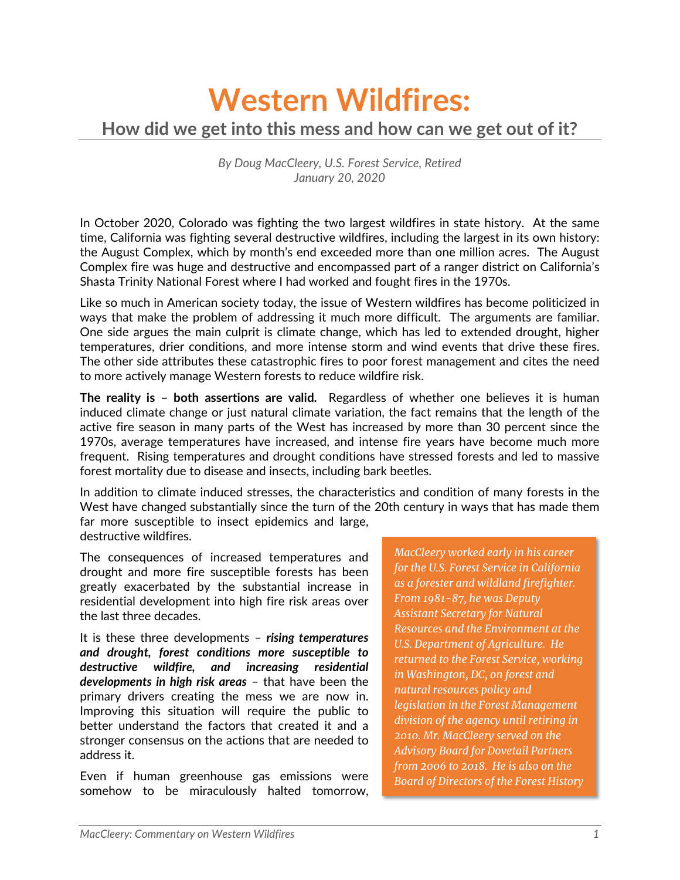# Western Wildfires:

## How did we get into this mess and how can we get out of it?

*By Doug MacCleery, U.S. Forest Service, Retired*
*January 20, 2020*

In October 2020, Colorado was fighting the two largest wildfires in state history. At the same time, California was fighting several destructive wildfires, including the largest in its own history: the August Complex, which by month's end exceeded more than one million acres. The August Complex fire was huge and destructive and encompassed part of a ranger district on California's Shasta Trinity National Forest where I had worked and fought fires in the 1970s.

Like so much in American society today, the issue of Western wildfires has become politicized in ways that make the problem of addressing it much more difficult. The arguments are familiar. One side argues the main culprit is climate change, which has led to extended drought, higher temperatures, drier conditions, and more intense storm and wind events that drive these fires. The other side attributes these catastrophic fires to poor forest management and cites the need to more actively manage Western forests to reduce wildfire risk.

**The reality is – both assertions are valid.** Regardless of whether one believes it is human induced climate change or just natural climate variation, the fact remains that the length of the active fire season in many parts of the West has increased by more than 30 percent since the 1970s, average temperatures have increased, and intense fire years have become much more frequent. Rising temperatures and drought conditions have stressed forests and led to massive forest mortality due to disease and insects, including bark beetles.

In addition to climate induced stresses, the characteristics and condition of many forests in the West have changed substantially since the turn of the 20th century in ways that has made them far more susceptible to insect epidemics and large, destructive wildfires.

The consequences of increased temperatures and drought and more fire susceptible forests has been greatly exacerbated by the substantial increase in residential development into high fire risk areas over the last three decades.

It is these three developments – ***rising temperatures and drought, forest conditions more susceptible to destructive wildfire, and increasing residential developments in high risk areas*** – that have been the primary drivers creating the mess we are now in. Improving this situation will require the public to better understand the factors that created it and a stronger consensus on the actions that are needed to address it.

Even if human greenhouse gas emissions were somehow to be miraculously halted tomorrow,

*MacCleery worked early in his career for the U.S. Forest Service in California as a forester and wildland firefighter. From 1981–87, he was Deputy Assistant Secretary for Natural Resources and the Environment at the U.S. Department of Agriculture. He returned to the Forest Service, working in Washington, DC, on forest and natural resources policy and legislation in the Forest Management division of the agency until retiring in 2010. Mr. MacCleery served on the Advisory Board for Dovetail Partners from 2006 to 2018. He is also on the Board of Directors of the Forest History*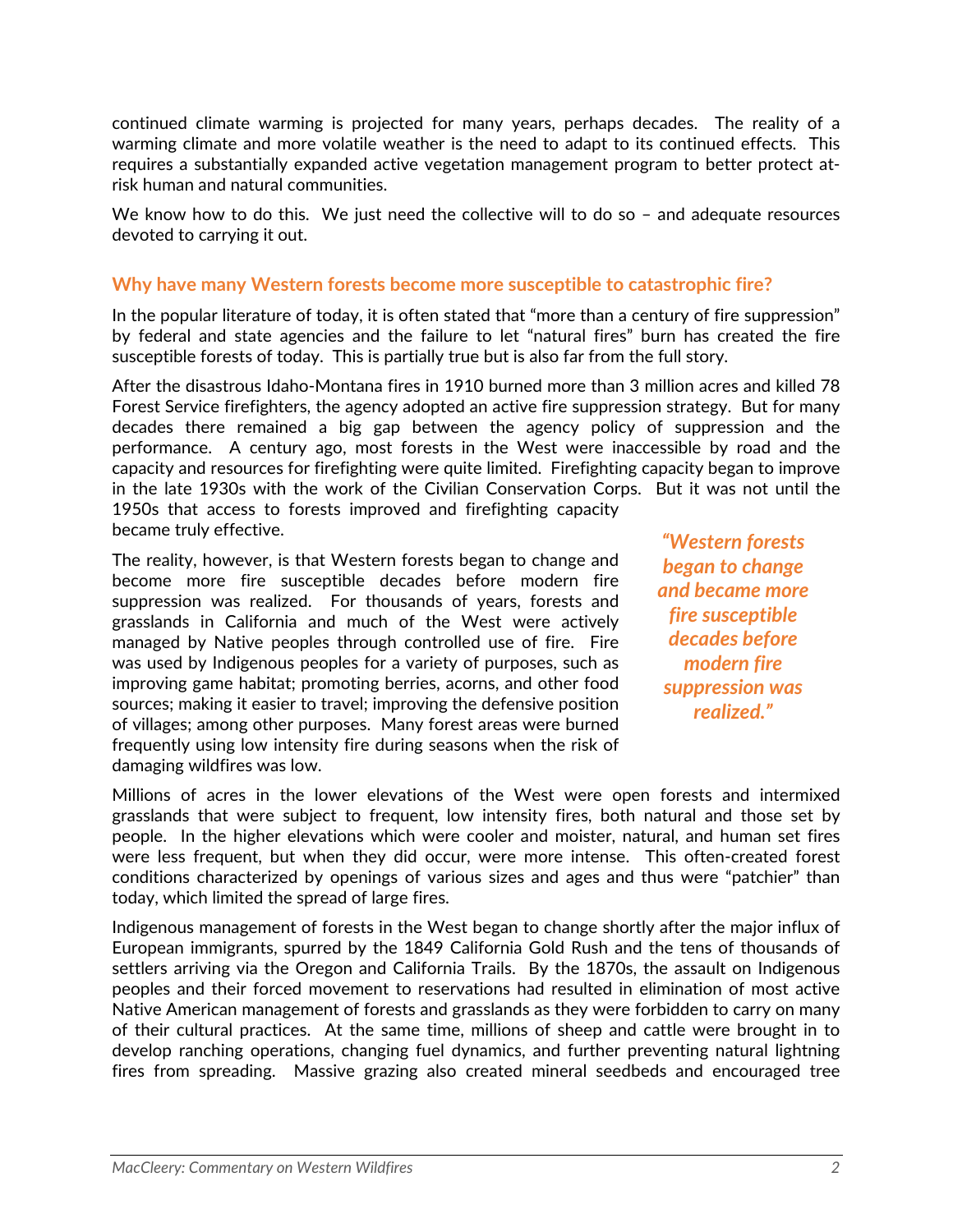continued climate warming is projected for many years, perhaps decades. The reality of a warming climate and more volatile weather is the need to adapt to its continued effects. This requires a substantially expanded active vegetation management program to better protect at-risk human and natural communities.

We know how to do this. We just need the collective will to do so – and adequate resources devoted to carrying it out.

## Why have many Western forests become more susceptible to catastrophic fire?

In the popular literature of today, it is often stated that "more than a century of fire suppression" by federal and state agencies and the failure to let "natural fires" burn has created the fire susceptible forests of today. This is partially true but is also far from the full story.

After the disastrous Idaho-Montana fires in 1910 burned more than 3 million acres and killed 78 Forest Service firefighters, the agency adopted an active fire suppression strategy. But for many decades there remained a big gap between the agency policy of suppression and the performance. A century ago, most forests in the West were inaccessible by road and the capacity and resources for firefighting were quite limited. Firefighting capacity began to improve in the late 1930s with the work of the Civilian Conservation Corps. But it was not until the 1950s that access to forests improved and firefighting capacity became truly effective.

> ***"Western forests began to change and became more fire susceptible decades before modern fire suppression was realized."***

The reality, however, is that Western forests began to change and become more fire susceptible decades before modern fire suppression was realized. For thousands of years, forests and grasslands in California and much of the West were actively managed by Native peoples through controlled use of fire. Fire was used by Indigenous peoples for a variety of purposes, such as improving game habitat; promoting berries, acorns, and other food sources; making it easier to travel; improving the defensive position of villages; among other purposes. Many forest areas were burned frequently using low intensity fire during seasons when the risk of damaging wildfires was low.

Millions of acres in the lower elevations of the West were open forests and intermixed grasslands that were subject to frequent, low intensity fires, both natural and those set by people. In the higher elevations which were cooler and moister, natural, and human set fires were less frequent, but when they did occur, were more intense. This often-created forest conditions characterized by openings of various sizes and ages and thus were "patchier" than today, which limited the spread of large fires.

Indigenous management of forests in the West began to change shortly after the major influx of European immigrants, spurred by the 1849 California Gold Rush and the tens of thousands of settlers arriving via the Oregon and California Trails. By the 1870s, the assault on Indigenous peoples and their forced movement to reservations had resulted in elimination of most active Native American management of forests and grasslands as they were forbidden to carry on many of their cultural practices. At the same time, millions of sheep and cattle were brought in to develop ranching operations, changing fuel dynamics, and further preventing natural lightning fires from spreading. Massive grazing also created mineral seedbeds and encouraged tree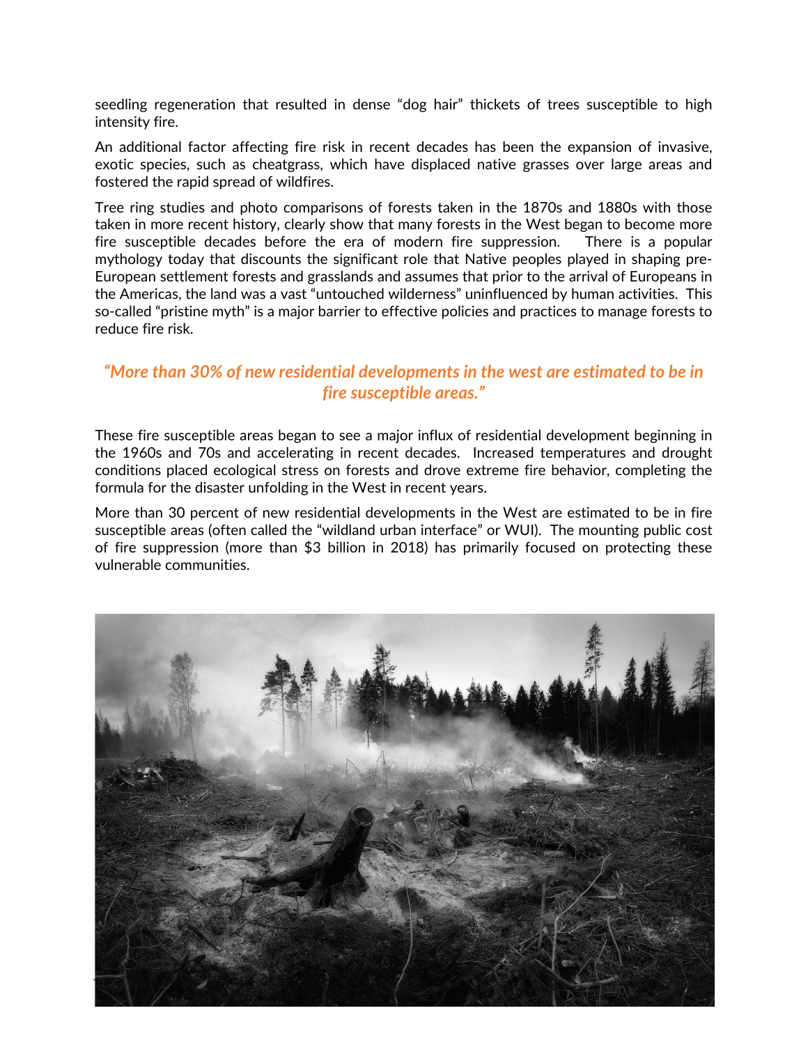seedling regeneration that resulted in dense "dog hair" thickets of trees susceptible to high intensity fire.

An additional factor affecting fire risk in recent decades has been the expansion of invasive, exotic species, such as cheatgrass, which have displaced native grasses over large areas and fostered the rapid spread of wildfires.

Tree ring studies and photo comparisons of forests taken in the 1870s and 1880s with those taken in more recent history, clearly show that many forests in the West began to become more fire susceptible decades before the era of modern fire suppression. There is a popular mythology today that discounts the significant role that Native peoples played in shaping pre-European settlement forests and grasslands and assumes that prior to the arrival of Europeans in the Americas, the land was a vast "untouched wilderness" uninfluenced by human activities. This so-called "pristine myth" is a major barrier to effective policies and practices to manage forests to reduce fire risk.

*"More than 30% of new residential developments in the west are estimated to be in fire susceptible areas."*

These fire susceptible areas began to see a major influx of residential development beginning in the 1960s and 70s and accelerating in recent decades. Increased temperatures and drought conditions placed ecological stress on forests and drove extreme fire behavior, completing the formula for the disaster unfolding in the West in recent years.

More than 30 percent of new residential developments in the West are estimated to be in fire susceptible areas (often called the "wildland urban interface" or WUI). The mounting public cost of fire suppression (more than $3 billion in 2018) has primarily focused on protecting these vulnerable communities.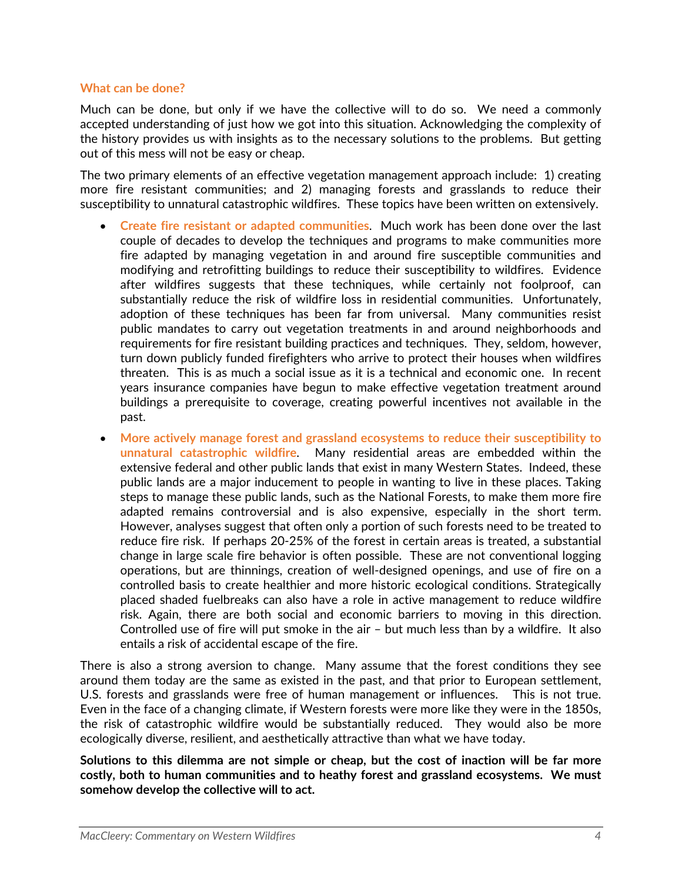### What can be done?

Much can be done, but only if we have the collective will to do so. We need a commonly accepted understanding of just how we got into this situation. Acknowledging the complexity of the history provides us with insights as to the necessary solutions to the problems. But getting out of this mess will not be easy or cheap.

The two primary elements of an effective vegetation management approach include: 1) creating more fire resistant communities; and 2) managing forests and grasslands to reduce their susceptibility to unnatural catastrophic wildfires. These topics have been written on extensively.

- **Create fire resistant or adapted communities**. Much work has been done over the last couple of decades to develop the techniques and programs to make communities more fire adapted by managing vegetation in and around fire susceptible communities and modifying and retrofitting buildings to reduce their susceptibility to wildfires. Evidence after wildfires suggests that these techniques, while certainly not foolproof, can substantially reduce the risk of wildfire loss in residential communities. Unfortunately, adoption of these techniques has been far from universal. Many communities resist public mandates to carry out vegetation treatments in and around neighborhoods and requirements for fire resistant building practices and techniques. They, seldom, however, turn down publicly funded firefighters who arrive to protect their houses when wildfires threaten. This is as much a social issue as it is a technical and economic one. In recent years insurance companies have begun to make effective vegetation treatment around buildings a prerequisite to coverage, creating powerful incentives not available in the past.
- **More actively manage forest and grassland ecosystems to reduce their susceptibility to unnatural catastrophic wildfire**. Many residential areas are embedded within the extensive federal and other public lands that exist in many Western States. Indeed, these public lands are a major inducement to people in wanting to live in these places. Taking steps to manage these public lands, such as the National Forests, to make them more fire adapted remains controversial and is also expensive, especially in the short term. However, analyses suggest that often only a portion of such forests need to be treated to reduce fire risk. If perhaps 20-25% of the forest in certain areas is treated, a substantial change in large scale fire behavior is often possible. These are not conventional logging operations, but are thinnings, creation of well-designed openings, and use of fire on a controlled basis to create healthier and more historic ecological conditions. Strategically placed shaded fuelbreaks can also have a role in active management to reduce wildfire risk. Again, there are both social and economic barriers to moving in this direction. Controlled use of fire will put smoke in the air – but much less than by a wildfire. It also entails a risk of accidental escape of the fire.

There is also a strong aversion to change. Many assume that the forest conditions they see around them today are the same as existed in the past, and that prior to European settlement, U.S. forests and grasslands were free of human management or influences. This is not true. Even in the face of a changing climate, if Western forests were more like they were in the 1850s, the risk of catastrophic wildfire would be substantially reduced. They would also be more ecologically diverse, resilient, and aesthetically attractive than what we have today.

**Solutions to this dilemma are not simple or cheap, but the cost of inaction will be far more costly, both to human communities and to heathy forest and grassland ecosystems. We must somehow develop the collective will to act.**